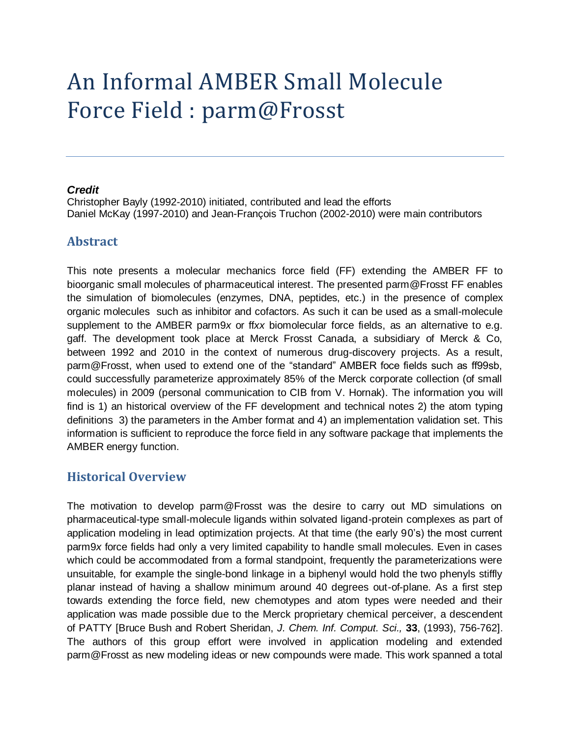# An Informal AMBER Small Molecule Force Field : parm@Frosst

***Credit***

Christopher Bayly (1992-2010) initiated, contributed and lead the efforts
Daniel McKay (1997-2010) and Jean-François Truchon (2002-2010) were main contributors

## Abstract

This note presents a molecular mechanics force field (FF) extending the AMBER FF to bioorganic small molecules of pharmaceutical interest. The presented parm@Frosst FF enables the simulation of biomolecules (enzymes, DNA, peptides, etc.) in the presence of complex organic molecules such as inhibitor and cofactors. As such it can be used as a small-molecule supplement to the AMBER parm9*x* or ff*xx* biomolecular force fields, as an alternative to e.g. gaff. The development took place at Merck Frosst Canada, a subsidiary of Merck & Co, between 1992 and 2010 in the context of numerous drug-discovery projects. As a result, parm@Frosst, when used to extend one of the "standard" AMBER foce fields such as ff99sb, could successfully parameterize approximately 85% of the Merck corporate collection (of small molecules) in 2009 (personal communication to CIB from V. Hornak). The information you will find is 1) an historical overview of the FF development and technical notes 2) the atom typing definitions 3) the parameters in the Amber format and 4) an implementation validation set. This information is sufficient to reproduce the force field in any software package that implements the AMBER energy function.

## Historical Overview

The motivation to develop parm@Frosst was the desire to carry out MD simulations on pharmaceutical-type small-molecule ligands within solvated ligand-protein complexes as part of application modeling in lead optimization projects. At that time (the early 90's) the most current parm9*x* force fields had only a very limited capability to handle small molecules. Even in cases which could be accommodated from a formal standpoint, frequently the parameterizations were unsuitable, for example the single-bond linkage in a biphenyl would hold the two phenyls stiffly planar instead of having a shallow minimum around 40 degrees out-of-plane. As a first step towards extending the force field, new chemotypes and atom types were needed and their application was made possible due to the Merck proprietary chemical perceiver, a descendent of PATTY [Bruce Bush and Robert Sheridan, *J. Chem. Inf. Comput. Sci.,* **33**, (1993), 756-762]. The authors of this group effort were involved in application modeling and extended parm@Frosst as new modeling ideas or new compounds were made. This work spanned a total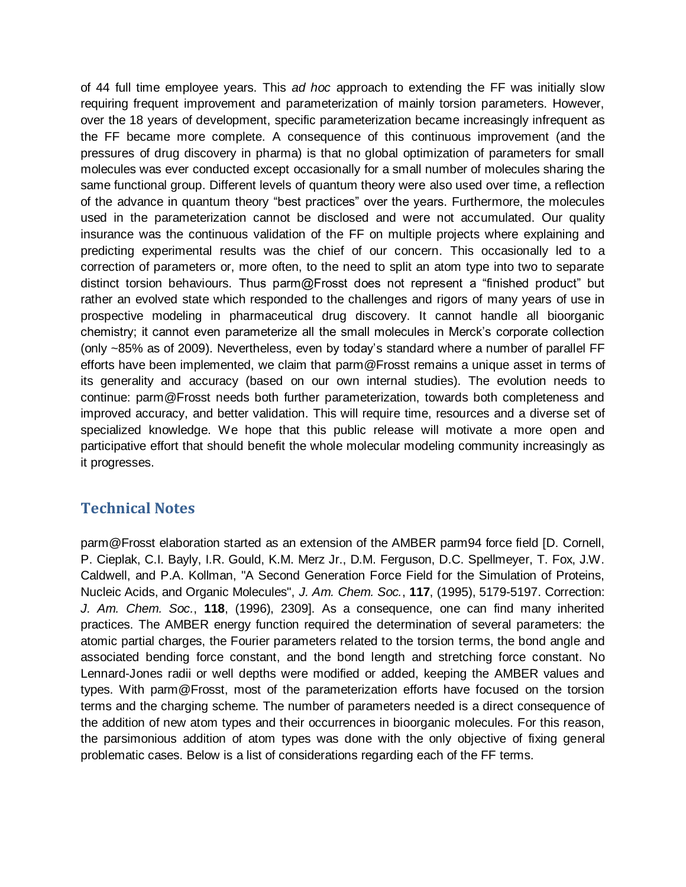of 44 full time employee years. This *ad hoc* approach to extending the FF was initially slow requiring frequent improvement and parameterization of mainly torsion parameters. However, over the 18 years of development, specific parameterization became increasingly infrequent as the FF became more complete. A consequence of this continuous improvement (and the pressures of drug discovery in pharma) is that no global optimization of parameters for small molecules was ever conducted except occasionally for a small number of molecules sharing the same functional group. Different levels of quantum theory were also used over time, a reflection of the advance in quantum theory "best practices" over the years. Furthermore, the molecules used in the parameterization cannot be disclosed and were not accumulated. Our quality insurance was the continuous validation of the FF on multiple projects where explaining and predicting experimental results was the chief of our concern. This occasionally led to a correction of parameters or, more often, to the need to split an atom type into two to separate distinct torsion behaviours. Thus parm@Frosst does not represent a "finished product" but rather an evolved state which responded to the challenges and rigors of many years of use in prospective modeling in pharmaceutical drug discovery. It cannot handle all bioorganic chemistry; it cannot even parameterize all the small molecules in Merck's corporate collection (only ~85% as of 2009). Nevertheless, even by today's standard where a number of parallel FF efforts have been implemented, we claim that parm@Frosst remains a unique asset in terms of its generality and accuracy (based on our own internal studies). The evolution needs to continue: parm@Frosst needs both further parameterization, towards both completeness and improved accuracy, and better validation. This will require time, resources and a diverse set of specialized knowledge. We hope that this public release will motivate a more open and participative effort that should benefit the whole molecular modeling community increasingly as it progresses.

## Technical Notes

parm@Frosst elaboration started as an extension of the AMBER parm94 force field [D. Cornell, P. Cieplak, C.I. Bayly, I.R. Gould, K.M. Merz Jr., D.M. Ferguson, D.C. Spellmeyer, T. Fox, J.W. Caldwell, and P.A. Kollman, "A Second Generation Force Field for the Simulation of Proteins, Nucleic Acids, and Organic Molecules", *J. Am. Chem. Soc.*, **117**, (1995), 5179-5197. Correction: *J. Am. Chem. Soc.*, **118**, (1996), 2309]. As a consequence, one can find many inherited practices. The AMBER energy function required the determination of several parameters: the atomic partial charges, the Fourier parameters related to the torsion terms, the bond angle and associated bending force constant, and the bond length and stretching force constant. No Lennard-Jones radii or well depths were modified or added, keeping the AMBER values and types. With parm@Frosst, most of the parameterization efforts have focused on the torsion terms and the charging scheme. The number of parameters needed is a direct consequence of the addition of new atom types and their occurrences in bioorganic molecules. For this reason, the parsimonious addition of atom types was done with the only objective of fixing general problematic cases. Below is a list of considerations regarding each of the FF terms.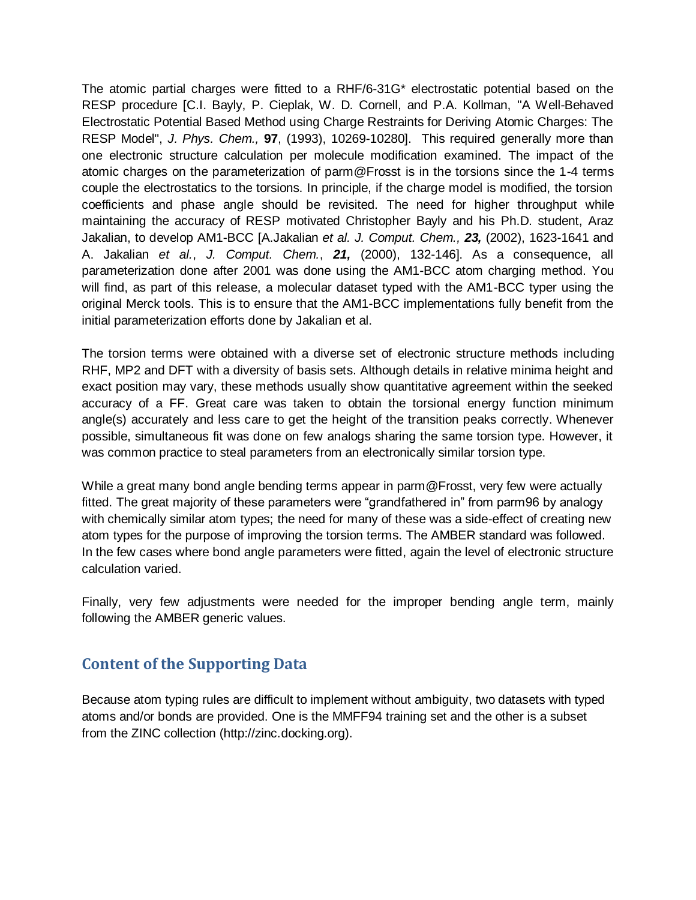The atomic partial charges were fitted to a RHF/6-31G* electrostatic potential based on the RESP procedure [C.I. Bayly, P. Cieplak, W. D. Cornell, and P.A. Kollman, "A Well-Behaved Electrostatic Potential Based Method using Charge Restraints for Deriving Atomic Charges: The RESP Model", *J. Phys. Chem.,* **97**, (1993), 10269-10280]. This required generally more than one electronic structure calculation per molecule modification examined. The impact of the atomic charges on the parameterization of parm@Frosst is in the torsions since the 1-4 terms couple the electrostatics to the torsions. In principle, if the charge model is modified, the torsion coefficients and phase angle should be revisited. The need for higher throughput while maintaining the accuracy of RESP motivated Christopher Bayly and his Ph.D. student, Araz Jakalian, to develop AM1-BCC [A.Jakalian *et al. J. Comput. Chem.,* ***23,*** (2002), 1623-1641 and A. Jakalian *et al.*, *J. Comput. Chem.*, ***21,*** (2000), 132-146]. As a consequence, all parameterization done after 2001 was done using the AM1-BCC atom charging method. You will find, as part of this release, a molecular dataset typed with the AM1-BCC typer using the original Merck tools. This is to ensure that the AM1-BCC implementations fully benefit from the initial parameterization efforts done by Jakalian et al.

The torsion terms were obtained with a diverse set of electronic structure methods including RHF, MP2 and DFT with a diversity of basis sets. Although details in relative minima height and exact position may vary, these methods usually show quantitative agreement within the seeked accuracy of a FF. Great care was taken to obtain the torsional energy function minimum angle(s) accurately and less care to get the height of the transition peaks correctly. Whenever possible, simultaneous fit was done on few analogs sharing the same torsion type. However, it was common practice to steal parameters from an electronically similar torsion type.

While a great many bond angle bending terms appear in parm@Frosst, very few were actually fitted. The great majority of these parameters were "grandfathered in" from parm96 by analogy with chemically similar atom types; the need for many of these was a side-effect of creating new atom types for the purpose of improving the torsion terms. The AMBER standard was followed. In the few cases where bond angle parameters were fitted, again the level of electronic structure calculation varied.

Finally, very few adjustments were needed for the improper bending angle term, mainly following the AMBER generic values.

## Content of the Supporting Data

Because atom typing rules are difficult to implement without ambiguity, two datasets with typed atoms and/or bonds are provided. One is the MMFF94 training set and the other is a subset from the ZINC collection (http://zinc.docking.org).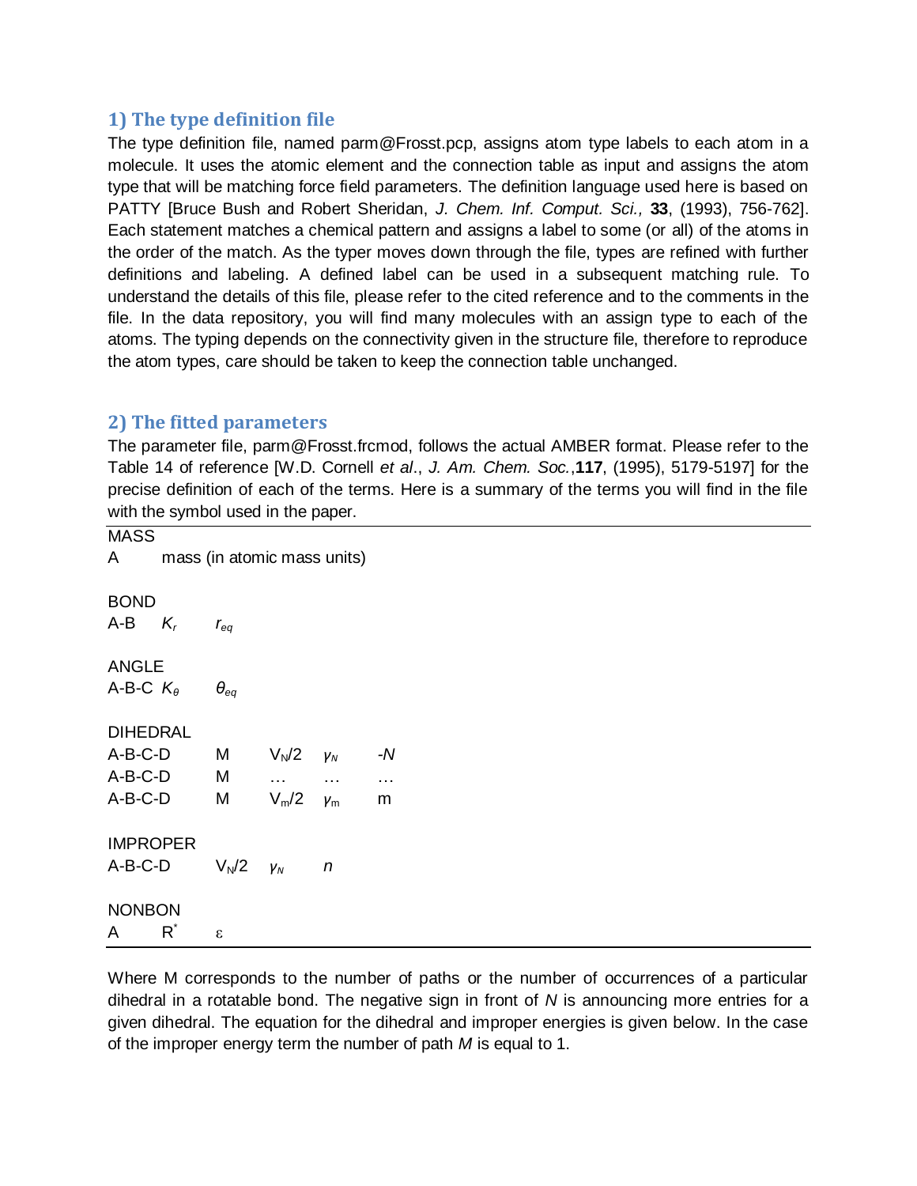## 1) The type definition file

The type definition file, named parm@Frosst.pcp, assigns atom type labels to each atom in a molecule. It uses the atomic element and the connection table as input and assigns the atom type that will be matching force field parameters. The definition language used here is based on PATTY [Bruce Bush and Robert Sheridan, *J. Chem. Inf. Comput. Sci.,* **33**, (1993), 756-762]. Each statement matches a chemical pattern and assigns a label to some (or all) of the atoms in the order of the match. As the typer moves down through the file, types are refined with further definitions and labeling. A defined label can be used in a subsequent matching rule. To understand the details of this file, please refer to the cited reference and to the comments in the file. In the data repository, you will find many molecules with an assign type to each of the atoms. The typing depends on the connectivity given in the structure file, therefore to reproduce the atom types, care should be taken to keep the connection table unchanged.

## 2) The fitted parameters

The parameter file, parm@Frosst.frcmod, follows the actual AMBER format. Please refer to the Table 14 of reference [W.D. Cornell *et al*., *J. Am. Chem. Soc.*,**117**, (1995), 5179-5197] for the precise definition of each of the terms. Here is a summary of the terms you will find in the file with the symbol used in the paper.

| | | | | |
|---|---|---|---|---|
| MASS | | | | |
| A | mass (in atomic mass units) | | | |
| | | | | |
| BOND | | | | |
| A-B | $K_r$ | $r_{eq}$ | | |
| | | | | |
| ANGLE | | | | |
| A-B-C | $K_\theta$ | $\theta_{eq}$ | | |
| | | | | |
| DIHEDRAL | | | | |
| A-B-C-D | M | $V_N/2$ | $\gamma_N$ | $-N$ |
| A-B-C-D | M | … | … | … |
| A-B-C-D | M | $V_m/2$ | $\gamma_m$ | m |
| | | | | |
| IMPROPER | | | | |
| A-B-C-D | $V_N/2$ | $\gamma_N$ | $n$ | |
| | | | | |
| NONBON | | | | |
| A | $R^*$ | $\varepsilon$ | | |

Where M corresponds to the number of paths or the number of occurrences of a particular dihedral in a rotatable bond. The negative sign in front of *N* is announcing more entries for a given dihedral. The equation for the dihedral and improper energies is given below. In the case of the improper energy term the number of path *M* is equal to 1.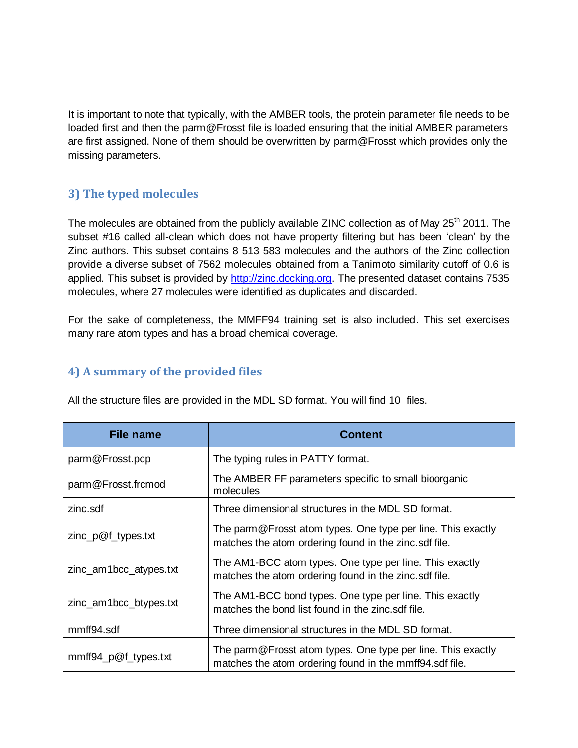It is important to note that typically, with the AMBER tools, the protein parameter file needs to be loaded first and then the parm@Frosst file is loaded ensuring that the initial AMBER parameters are first assigned. None of them should be overwritten by parm@Frosst which provides only the missing parameters.

## 3) The typed molecules

The molecules are obtained from the publicly available ZINC collection as of May 25$^{th}$ 2011. The subset #16 called all-clean which does not have property filtering but has been 'clean' by the Zinc authors. This subset contains 8 513 583 molecules and the authors of the Zinc collection provide a diverse subset of 7562 molecules obtained from a Tanimoto similarity cutoff of 0.6 is applied. This subset is provided by http://zinc.docking.org. The presented dataset contains 7535 molecules, where 27 molecules were identified as duplicates and discarded.

For the sake of completeness, the MMFF94 training set is also included. This set exercises many rare atom types and has a broad chemical coverage.

## 4) A summary of the provided files

All the structure files are provided in the MDL SD format. You will find 10 files.

| File name | Content |
|---|---|
| parm@Frosst.pcp | The typing rules in PATTY format. |
| parm@Frosst.frcmod | The AMBER FF parameters specific to small bioorganic molecules |
| zinc.sdf | Three dimensional structures in the MDL SD format. |
| zinc_p@f_types.txt | The parm@Frosst atom types. One type per line. This exactly matches the atom ordering found in the zinc.sdf file. |
| zinc_am1bcc_atypes.txt | The AM1-BCC atom types. One type per line. This exactly matches the atom ordering found in the zinc.sdf file. |
| zinc_am1bcc_btypes.txt | The AM1-BCC bond types. One type per line. This exactly matches the bond list found in the zinc.sdf file. |
| mmff94.sdf | Three dimensional structures in the MDL SD format. |
| mmff94_p@f_types.txt | The parm@Frosst atom types. One type per line. This exactly matches the atom ordering found in the mmff94.sdf file. |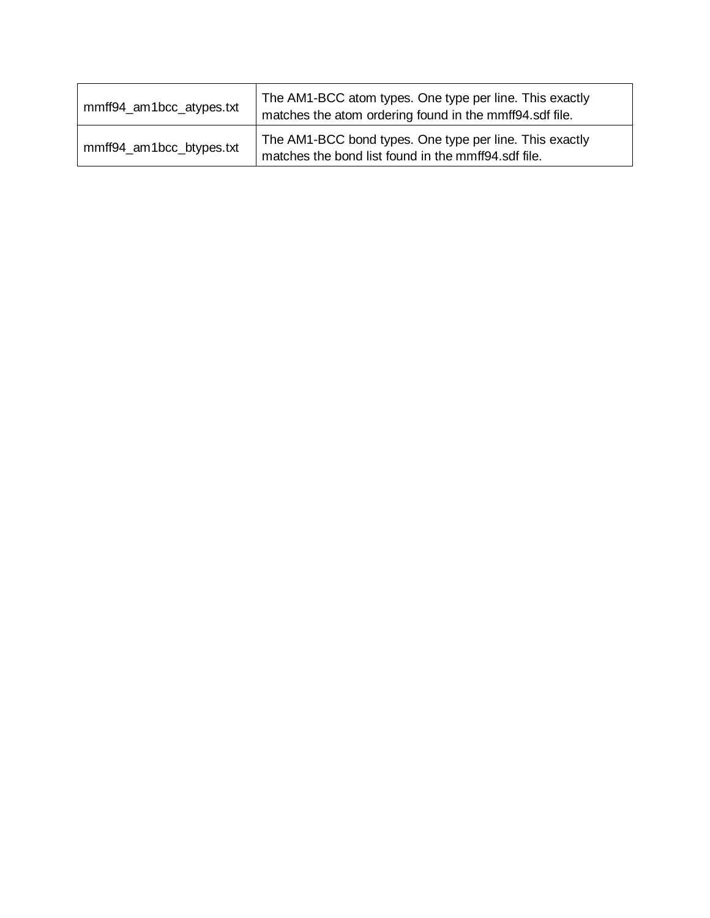| | |
|---|---|
| mmff94_am1bcc_atypes.txt | The AM1-BCC atom types. One type per line. This exactly matches the atom ordering found in the mmff94.sdf file. |
| mmff94_am1bcc_btypes.txt | The AM1-BCC bond types. One type per line. This exactly matches the bond list found in the mmff94.sdf file. |